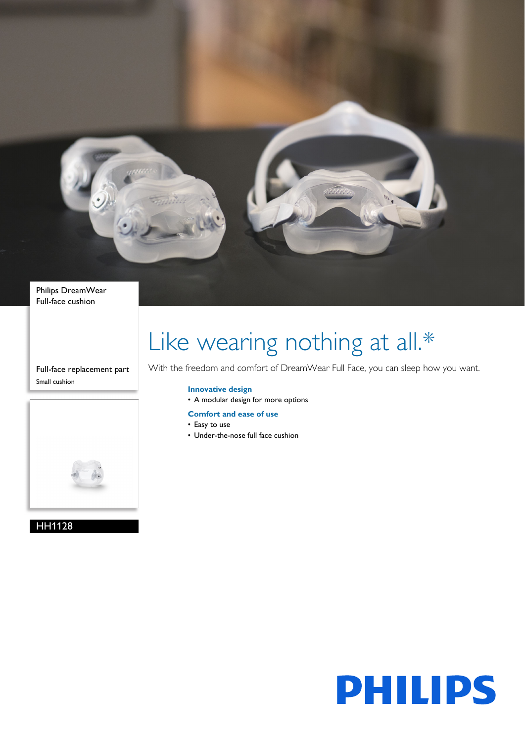Philips DreamWear
Full-face cushion

Full-face replacement part

Small cushion

HH1128

# Like wearing nothing at all.*

With the freedom and comfort of DreamWear Full Face, you can sleep how you want.

### Innovative design

- A modular design for more options

### Comfort and ease of use

- Easy to use
- Under-the-nose full face cushion

PHILIPS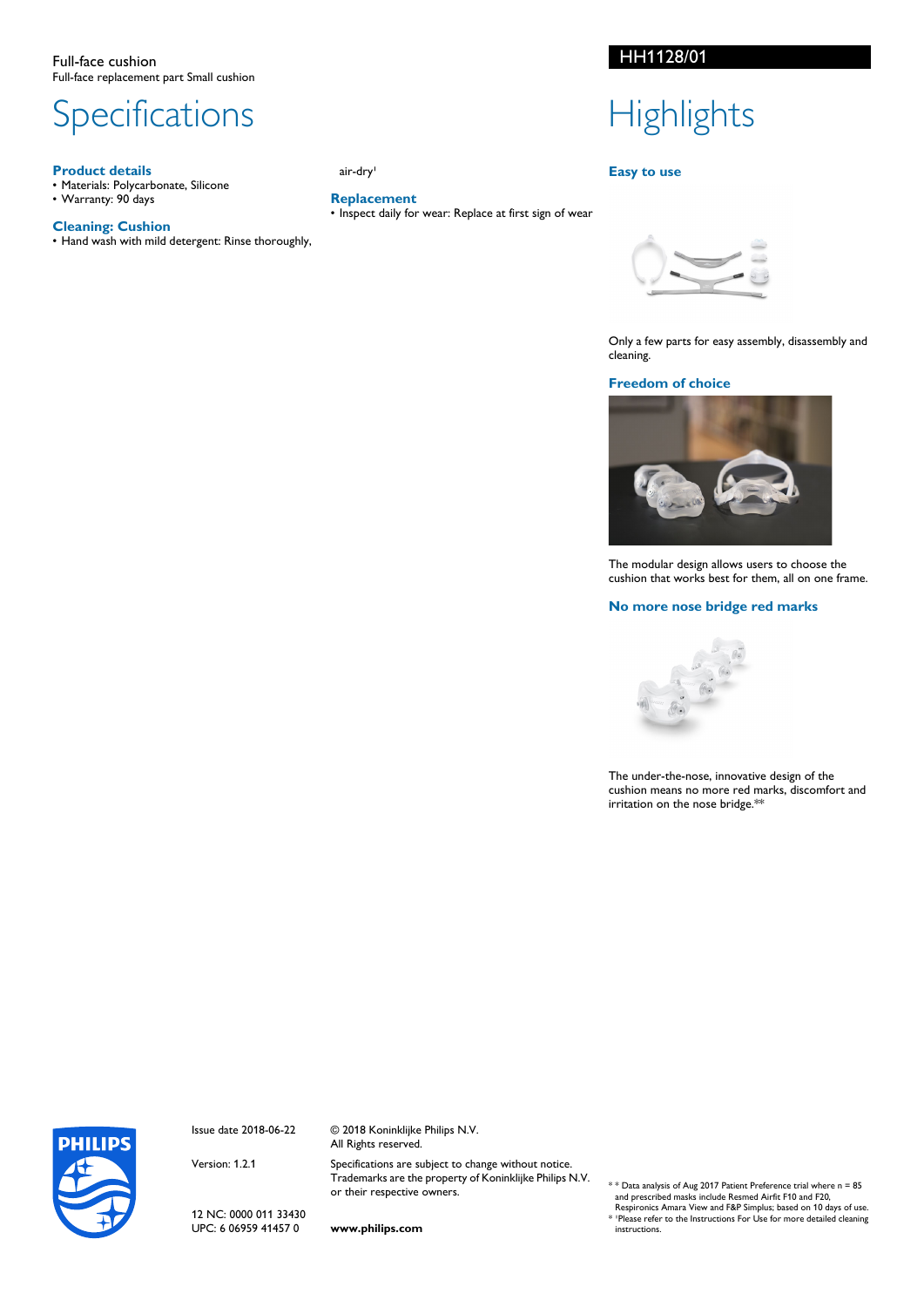Full-face cushion
Full-face replacement part Small cushion

HH1128/01

# Specifications

### Product details
- Materials: Polycarbonate, Silicone
- Warranty: 90 days

### Cleaning: Cushion
- Hand wash with mild detergent: Rinse thoroughly, air-dry[1]

### Replacement
- Inspect daily for wear: Replace at first sign of wear

# Highlights

### Easy to use

Only a few parts for easy assembly, disassembly and cleaning.

### Freedom of choice

The modular design allows users to choose the cushion that works best for them, all on one frame.

### No more nose bridge red marks

The under-the-nose, innovative design of the cushion means no more red marks, discomfort and irritation on the nose bridge.**

Issue date 2018-06-22

Version: 1.2.1

12 NC: 0000 011 33430
UPC: 6 06959 41457 0

© 2018 Koninklijke Philips N.V.
All Rights reserved.

Specifications are subject to change without notice. Trademarks are the property of Koninklijke Philips N.V. or their respective owners.

www.philips.com

* * Data analysis of Aug 2017 Patient Preference trial where n = 85 and prescribed masks include Resmed Airfit F10 and F20, Respironics Amara View and F&P Simplus; based on 10 days of use.
* [1]Please refer to the Instructions For Use for more detailed cleaning instructions.